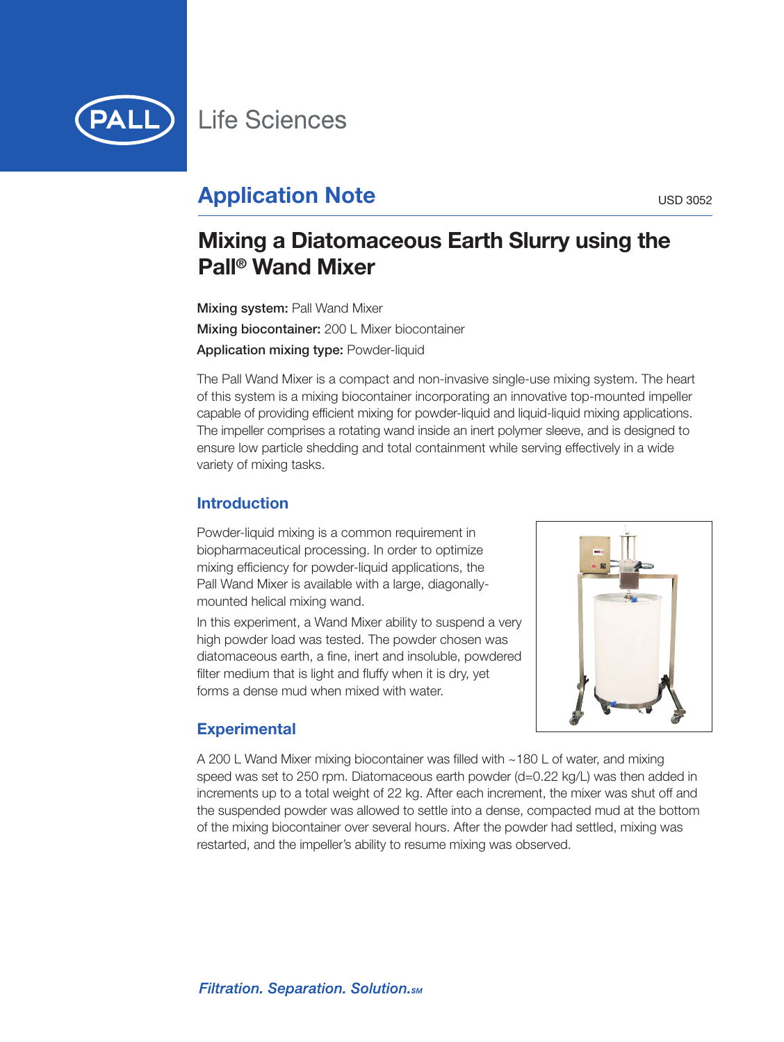PALL Life Sciences

## Application Note

USD 3052

# Mixing a Diatomaceous Earth Slurry using the Pall® Wand Mixer

**Mixing system:** Pall Wand Mixer

**Mixing biocontainer:** 200 L Mixer biocontainer

**Application mixing type:** Powder-liquid

The Pall Wand Mixer is a compact and non-invasive single-use mixing system. The heart of this system is a mixing biocontainer incorporating an innovative top-mounted impeller capable of providing efficient mixing for powder-liquid and liquid-liquid mixing applications. The impeller comprises a rotating wand inside an inert polymer sleeve, and is designed to ensure low particle shedding and total containment while serving effectively in a wide variety of mixing tasks.

## Introduction

Powder-liquid mixing is a common requirement in biopharmaceutical processing. In order to optimize mixing efficiency for powder-liquid applications, the Pall Wand Mixer is available with a large, diagonally-mounted helical mixing wand.

In this experiment, a Wand Mixer ability to suspend a very high powder load was tested. The powder chosen was diatomaceous earth, a fine, inert and insoluble, powdered filter medium that is light and fluffy when it is dry, yet forms a dense mud when mixed with water.

## Experimental

A 200 L Wand Mixer mixing biocontainer was filled with ~180 L of water, and mixing speed was set to 250 rpm. Diatomaceous earth powder (d=0.22 kg/L) was then added in increments up to a total weight of 22 kg. After each increment, the mixer was shut off and the suspended powder was allowed to settle into a dense, compacted mud at the bottom of the mixing biocontainer over several hours. After the powder had settled, mixing was restarted, and the impeller's ability to resume mixing was observed.

*Filtration. Separation. Solution.SM*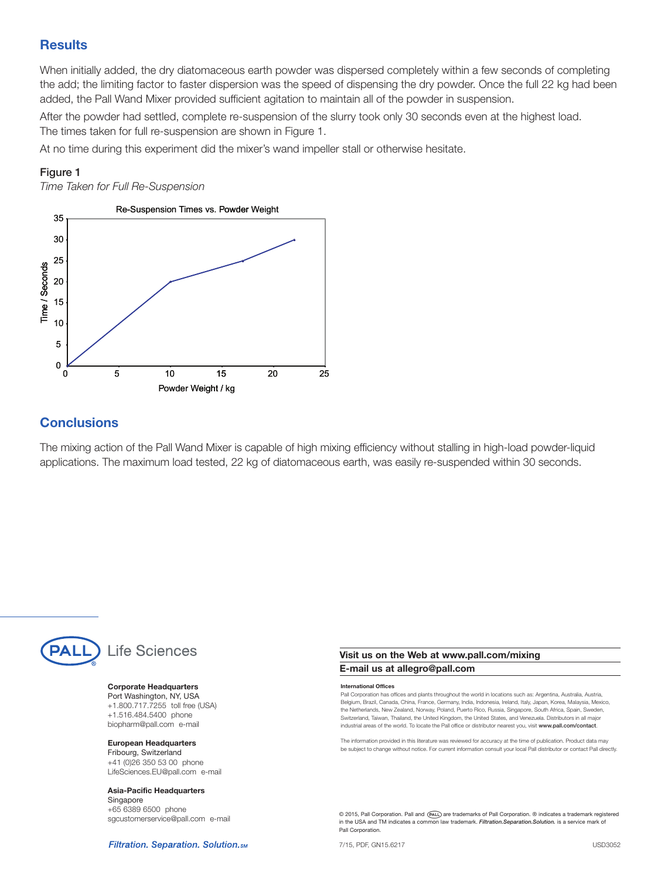## Results

When initially added, the dry diatomaceous earth powder was dispersed completely within a few seconds of completing the add; the limiting factor to faster dispersion was the speed of dispensing the dry powder. Once the full 22 kg had been added, the Pall Wand Mixer provided sufficient agitation to maintain all of the powder in suspension.

After the powder had settled, complete re-suspension of the slurry took only 30 seconds even at the highest load. The times taken for full re-suspension are shown in Figure 1.

At no time during this experiment did the mixer's wand impeller stall or otherwise hesitate.

**Figure 1**

*Time Taken for Full Re-Suspension*

Re-Suspension Times vs. Powder Weight

Time / Seconds

0
5
10
15
20
25
30
35

Powder Weight / kg

0
5
10
15
20
25

## Conclusions

The mixing action of the Pall Wand Mixer is capable of high mixing efficiency without stalling in high-load powder-liquid applications. The maximum load tested, 22 kg of diatomaceous earth, was easily re-suspended within 30 seconds.

PALL Life Sciences

**Corporate Headquarters**
Port Washington, NY, USA
+1.800.717.7255 toll free (USA)
+1.516.484.5400 phone
biopharm@pall.com e-mail

**European Headquarters**
Fribourg, Switzerland
+41 (0)26 350 53 00 phone
LifeSciences.EU@pall.com e-mail

**Asia-Pacific Headquarters**
Singapore
+65 6389 6500 phone
sgcustomerservice@pall.com e-mail

**Visit us on the Web at www.pall.com/mixing**
**E-mail us at allegro@pall.com**

**International Offices**
Pall Corporation has offices and plants throughout the world in locations such as: Argentina, Australia, Austria, Belgium, Brazil, Canada, China, France, Germany, India, Indonesia, Ireland, Italy, Japan, Korea, Malaysia, Mexico, the Netherlands, New Zealand, Norway, Poland, Puerto Rico, Russia, Singapore, South Africa, Spain, Sweden, Switzerland, Taiwan, Thailand, the United Kingdom, the United States, and Venezuela. Distributors in all major industrial areas of the world. To locate the Pall office or distributor nearest you, visit **www.pall.com/contact**.

The information provided in this literature was reviewed for accuracy at the time of publication. Product data may be subject to change without notice. For current information consult your local Pall distributor or contact Pall directly.

© 2015, Pall Corporation. Pall and (PALL) are trademarks of Pall Corporation. ® indicates a trademark registered in the USA and TM indicates a common law trademark. ***Filtration.Separation.Solution.*** is a service mark of Pall Corporation.

***Filtration. Separation. Solution.SM***

7/15, PDF, GN15.6217

USD3052